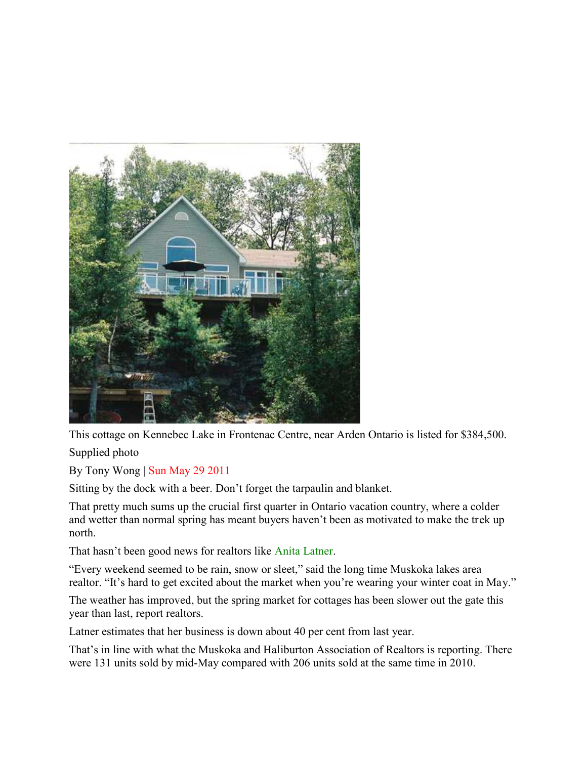This cottage on Kennebec Lake in Frontenac Centre, near Arden Ontario is listed for $384,500.

Supplied photo

By Tony Wong | Sun May 29 2011

Sitting by the dock with a beer. Don't forget the tarpaulin and blanket.

That pretty much sums up the crucial first quarter in Ontario vacation country, where a colder and wetter than normal spring has meant buyers haven't been as motivated to make the trek up north.

That hasn't been good news for realtors like Anita Latner.

"Every weekend seemed to be rain, snow or sleet," said the long time Muskoka lakes area realtor. "It's hard to get excited about the market when you're wearing your winter coat in May."

The weather has improved, but the spring market for cottages has been slower out the gate this year than last, report realtors.

Latner estimates that her business is down about 40 per cent from last year.

That's in line with what the Muskoka and Haliburton Association of Realtors is reporting. There were 131 units sold by mid-May compared with 206 units sold at the same time in 2010.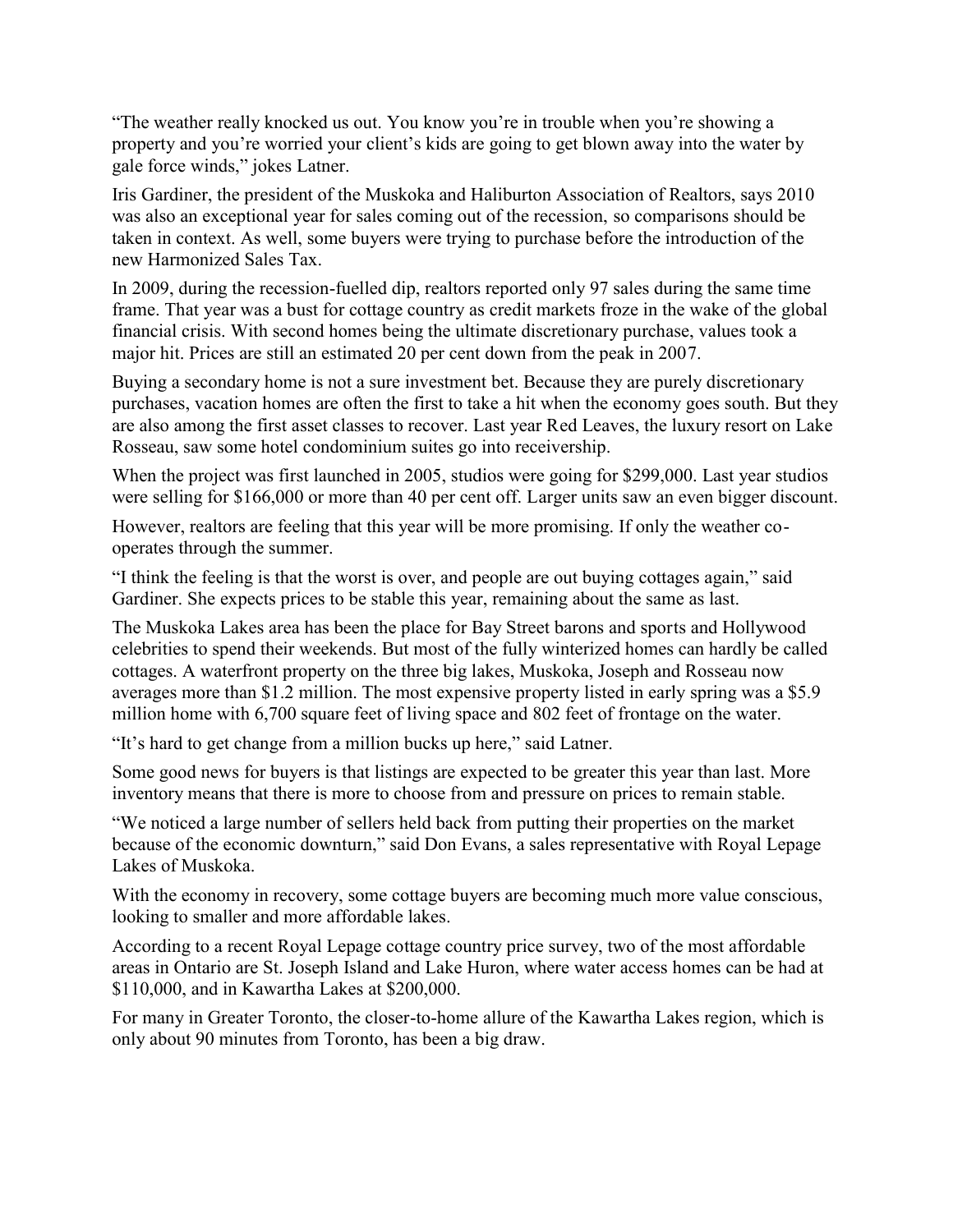"The weather really knocked us out. You know you're in trouble when you're showing a property and you're worried your client's kids are going to get blown away into the water by gale force winds," jokes Latner.

Iris Gardiner, the president of the Muskoka and Haliburton Association of Realtors, says 2010 was also an exceptional year for sales coming out of the recession, so comparisons should be taken in context. As well, some buyers were trying to purchase before the introduction of the new Harmonized Sales Tax.

In 2009, during the recession-fuelled dip, realtors reported only 97 sales during the same time frame. That year was a bust for cottage country as credit markets froze in the wake of the global financial crisis. With second homes being the ultimate discretionary purchase, values took a major hit. Prices are still an estimated 20 per cent down from the peak in 2007.

Buying a secondary home is not a sure investment bet. Because they are purely discretionary purchases, vacation homes are often the first to take a hit when the economy goes south. But they are also among the first asset classes to recover. Last year Red Leaves, the luxury resort on Lake Rosseau, saw some hotel condominium suites go into receivership.

When the project was first launched in 2005, studios were going for $299,000. Last year studios were selling for $166,000 or more than 40 per cent off. Larger units saw an even bigger discount.

However, realtors are feeling that this year will be more promising. If only the weather co-operates through the summer.

"I think the feeling is that the worst is over, and people are out buying cottages again," said Gardiner. She expects prices to be stable this year, remaining about the same as last.

The Muskoka Lakes area has been the place for Bay Street barons and sports and Hollywood celebrities to spend their weekends. But most of the fully winterized homes can hardly be called cottages. A waterfront property on the three big lakes, Muskoka, Joseph and Rosseau now averages more than $1.2 million. The most expensive property listed in early spring was a $5.9 million home with 6,700 square feet of living space and 802 feet of frontage on the water.

"It's hard to get change from a million bucks up here," said Latner.

Some good news for buyers is that listings are expected to be greater this year than last. More inventory means that there is more to choose from and pressure on prices to remain stable.

"We noticed a large number of sellers held back from putting their properties on the market because of the economic downturn," said Don Evans, a sales representative with Royal Lepage Lakes of Muskoka.

With the economy in recovery, some cottage buyers are becoming much more value conscious, looking to smaller and more affordable lakes.

According to a recent Royal Lepage cottage country price survey, two of the most affordable areas in Ontario are St. Joseph Island and Lake Huron, where water access homes can be had at $110,000, and in Kawartha Lakes at $200,000.

For many in Greater Toronto, the closer-to-home allure of the Kawartha Lakes region, which is only about 90 minutes from Toronto, has been a big draw.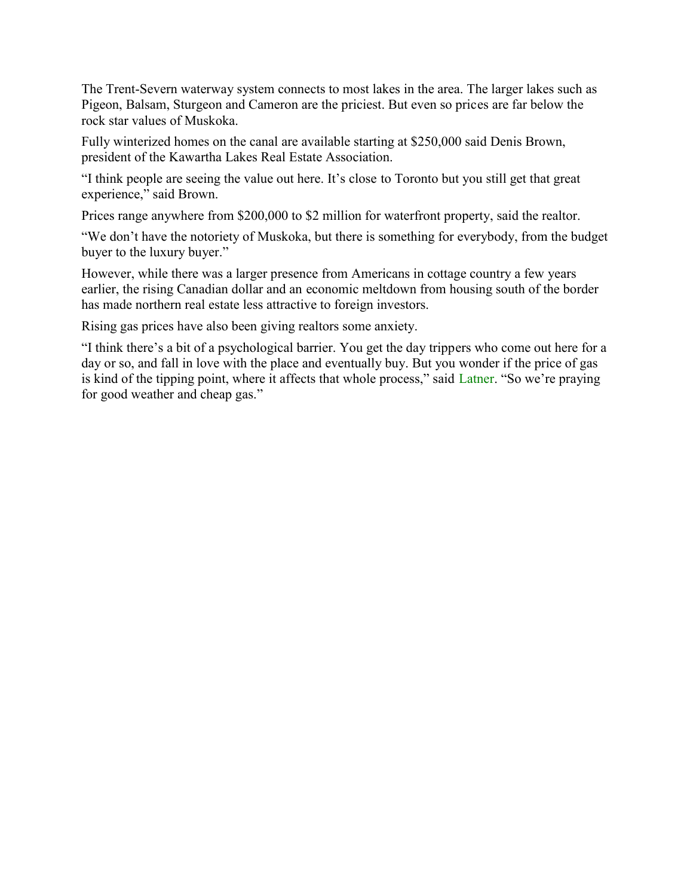The Trent-Severn waterway system connects to most lakes in the area. The larger lakes such as Pigeon, Balsam, Sturgeon and Cameron are the priciest. But even so prices are far below the rock star values of Muskoka.

Fully winterized homes on the canal are available starting at $250,000 said Denis Brown, president of the Kawartha Lakes Real Estate Association.

"I think people are seeing the value out here. It's close to Toronto but you still get that great experience," said Brown.

Prices range anywhere from $200,000 to $2 million for waterfront property, said the realtor.

"We don't have the notoriety of Muskoka, but there is something for everybody, from the budget buyer to the luxury buyer."

However, while there was a larger presence from Americans in cottage country a few years earlier, the rising Canadian dollar and an economic meltdown from housing south of the border has made northern real estate less attractive to foreign investors.

Rising gas prices have also been giving realtors some anxiety.

"I think there's a bit of a psychological barrier. You get the day trippers who come out here for a day or so, and fall in love with the place and eventually buy. But you wonder if the price of gas is kind of the tipping point, where it affects that whole process," said Latner. "So we're praying for good weather and cheap gas."